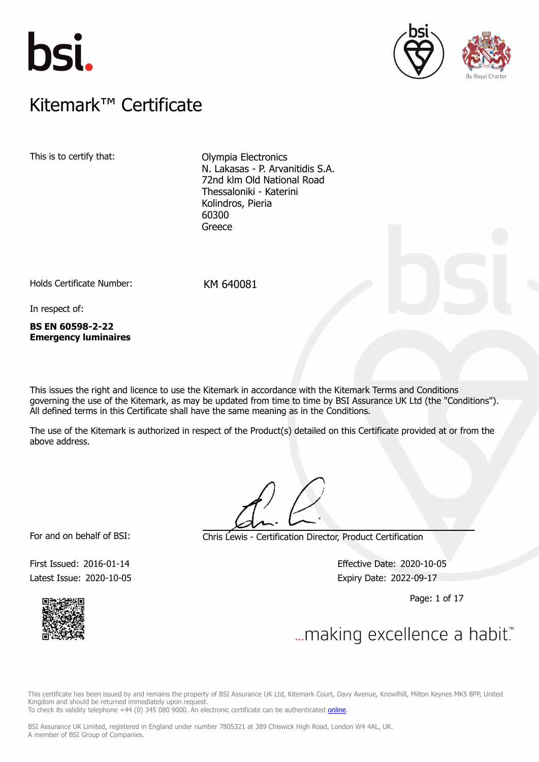# Kitemark™ Certificate

This is to certify that:

Olympia Electronics
N. Lakasas - P. Arvanitidis S.A.
72nd klm Old National Road
Thessaloniki - Katerini
Kolindros, Pieria
60300
Greece

Holds Certificate Number: KM 640081

In respect of:

**BS EN 60598-2-22**
**Emergency luminaires**

This issues the right and licence to use the Kitemark in accordance with the Kitemark Terms and Conditions governing the use of the Kitemark, as may be updated from time to time by BSI Assurance UK Ltd (the "Conditions"). All defined terms in this Certificate shall have the same meaning as in the Conditions.

The use of the Kitemark is authorized in respect of the Product(s) detailed on this Certificate provided at or from the above address.

For and on behalf of BSI: Chris Lewis - Certification Director, Product Certification

First Issued: 2016-01-14
Latest Issue: 2020-10-05

Effective Date: 2020-10-05
Expiry Date: 2022-09-17

...making excellence a habit.™

This certificate has been issued by and remains the property of BSI Assurance UK Ltd, Kitemark Court, Davy Avenue, Knowlhill, Milton Keynes MK5 8PP, United Kingdom and should be returned immediately upon request.
To check its validity telephone +44 (0) 345 080 9000. An electronic certificate can be authenticated online.

BSI Assurance UK Limited, registered in England under number 7805321 at 389 Chiswick High Road, London W4 4AL, UK.
A member of BSI Group of Companies.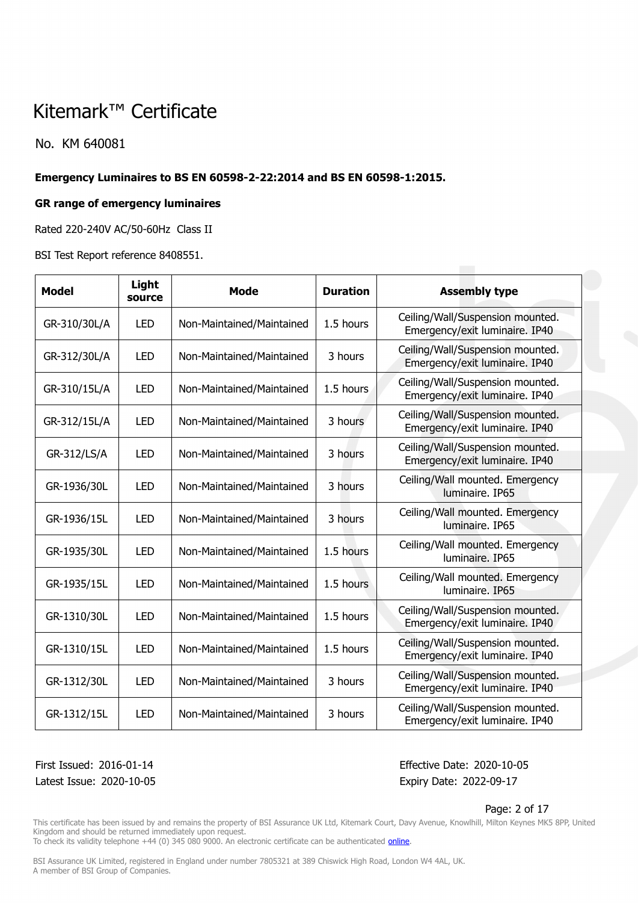# Kitemark™ Certificate

No. KM 640081

**Emergency Luminaires to BS EN 60598-2-22:2014 and BS EN 60598-1:2015.**

**GR range of emergency luminaires**

Rated 220-240V AC/50-60Hz Class II

BSI Test Report reference 8408551.

| Model | Light source | Mode | Duration | Assembly type |
| --- | --- | --- | --- | --- |
| GR-310/30L/A | LED | Non-Maintained/Maintained | 1.5 hours | Ceiling/Wall/Suspension mounted. Emergency/exit luminaire. IP40 |
| GR-312/30L/A | LED | Non-Maintained/Maintained | 3 hours | Ceiling/Wall/Suspension mounted. Emergency/exit luminaire. IP40 |
| GR-310/15L/A | LED | Non-Maintained/Maintained | 1.5 hours | Ceiling/Wall/Suspension mounted. Emergency/exit luminaire. IP40 |
| GR-312/15L/A | LED | Non-Maintained/Maintained | 3 hours | Ceiling/Wall/Suspension mounted. Emergency/exit luminaire. IP40 |
| GR-312/LS/A | LED | Non-Maintained/Maintained | 3 hours | Ceiling/Wall/Suspension mounted. Emergency/exit luminaire. IP40 |
| GR-1936/30L | LED | Non-Maintained/Maintained | 3 hours | Ceiling/Wall mounted. Emergency luminaire. IP65 |
| GR-1936/15L | LED | Non-Maintained/Maintained | 3 hours | Ceiling/Wall mounted. Emergency luminaire. IP65 |
| GR-1935/30L | LED | Non-Maintained/Maintained | 1.5 hours | Ceiling/Wall mounted. Emergency luminaire. IP65 |
| GR-1935/15L | LED | Non-Maintained/Maintained | 1.5 hours | Ceiling/Wall mounted. Emergency luminaire. IP65 |
| GR-1310/30L | LED | Non-Maintained/Maintained | 1.5 hours | Ceiling/Wall/Suspension mounted. Emergency/exit luminaire. IP40 |
| GR-1310/15L | LED | Non-Maintained/Maintained | 1.5 hours | Ceiling/Wall/Suspension mounted. Emergency/exit luminaire. IP40 |
| GR-1312/30L | LED | Non-Maintained/Maintained | 3 hours | Ceiling/Wall/Suspension mounted. Emergency/exit luminaire. IP40 |
| GR-1312/15L | LED | Non-Maintained/Maintained | 3 hours | Ceiling/Wall/Suspension mounted. Emergency/exit luminaire. IP40 |

First Issued: 2016-01-14
Latest Issue: 2020-10-05

Effective Date: 2020-10-05
Expiry Date: 2022-09-17

This certificate has been issued by and remains the property of BSI Assurance UK Ltd, Kitemark Court, Davy Avenue, Knowlhill, Milton Keynes MK5 8PP, United Kingdom and should be returned immediately upon request.
To check its validity telephone +44 (0) 345 080 9000. An electronic certificate can be authenticated online.

BSI Assurance UK Limited, registered in England under number 7805321 at 389 Chiswick High Road, London W4 4AL, UK.
A member of BSI Group of Companies.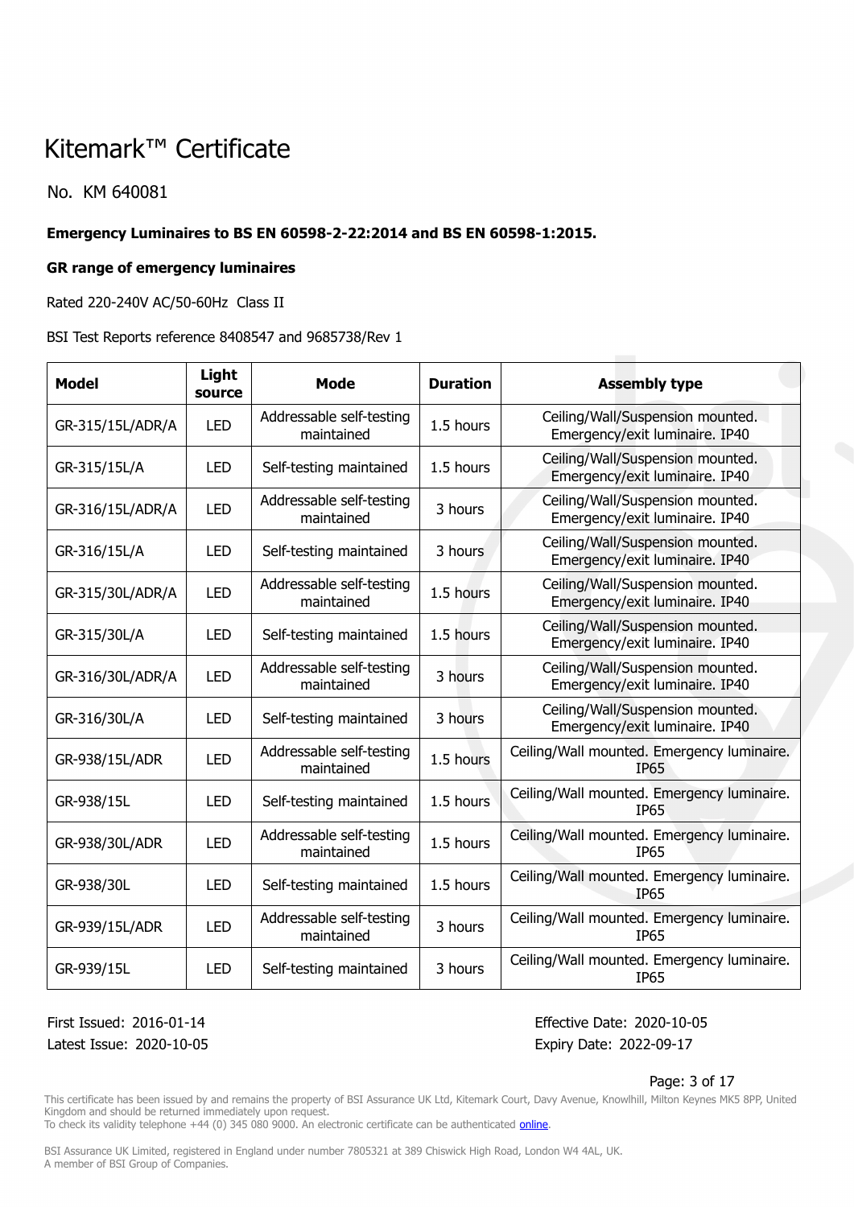# Kitemark™ Certificate

No. KM 640081

**Emergency Luminaires to BS EN 60598-2-22:2014 and BS EN 60598-1:2015.**

**GR range of emergency luminaires**

Rated 220-240V AC/50-60Hz Class II

BSI Test Reports reference 8408547 and 9685738/Rev 1

| Model | Light source | Mode | Duration | Assembly type |
|---|---|---|---|---|
| GR-315/15L/ADR/A | LED | Addressable self-testing maintained | 1.5 hours | Ceiling/Wall/Suspension mounted. Emergency/exit luminaire. IP40 |
| GR-315/15L/A | LED | Self-testing maintained | 1.5 hours | Ceiling/Wall/Suspension mounted. Emergency/exit luminaire. IP40 |
| GR-316/15L/ADR/A | LED | Addressable self-testing maintained | 3 hours | Ceiling/Wall/Suspension mounted. Emergency/exit luminaire. IP40 |
| GR-316/15L/A | LED | Self-testing maintained | 3 hours | Ceiling/Wall/Suspension mounted. Emergency/exit luminaire. IP40 |
| GR-315/30L/ADR/A | LED | Addressable self-testing maintained | 1.5 hours | Ceiling/Wall/Suspension mounted. Emergency/exit luminaire. IP40 |
| GR-315/30L/A | LED | Self-testing maintained | 1.5 hours | Ceiling/Wall/Suspension mounted. Emergency/exit luminaire. IP40 |
| GR-316/30L/ADR/A | LED | Addressable self-testing maintained | 3 hours | Ceiling/Wall/Suspension mounted. Emergency/exit luminaire. IP40 |
| GR-316/30L/A | LED | Self-testing maintained | 3 hours | Ceiling/Wall/Suspension mounted. Emergency/exit luminaire. IP40 |
| GR-938/15L/ADR | LED | Addressable self-testing maintained | 1.5 hours | Ceiling/Wall mounted. Emergency luminaire. IP65 |
| GR-938/15L | LED | Self-testing maintained | 1.5 hours | Ceiling/Wall mounted. Emergency luminaire. IP65 |
| GR-938/30L/ADR | LED | Addressable self-testing maintained | 1.5 hours | Ceiling/Wall mounted. Emergency luminaire. IP65 |
| GR-938/30L | LED | Self-testing maintained | 1.5 hours | Ceiling/Wall mounted. Emergency luminaire. IP65 |
| GR-939/15L/ADR | LED | Addressable self-testing maintained | 3 hours | Ceiling/Wall mounted. Emergency luminaire. IP65 |
| GR-939/15L | LED | Self-testing maintained | 3 hours | Ceiling/Wall mounted. Emergency luminaire. IP65 |

First Issued: 2016-01-14
Latest Issue: 2020-10-05

Effective Date: 2020-10-05
Expiry Date: 2022-09-17

This certificate has been issued by and remains the property of BSI Assurance UK Ltd, Kitemark Court, Davy Avenue, Knowlhill, Milton Keynes MK5 8PP, United Kingdom and should be returned immediately upon request.
To check its validity telephone +44 (0) 345 080 9000. An electronic certificate can be authenticated online.

BSI Assurance UK Limited, registered in England under number 7805321 at 389 Chiswick High Road, London W4 4AL, UK.
A member of BSI Group of Companies.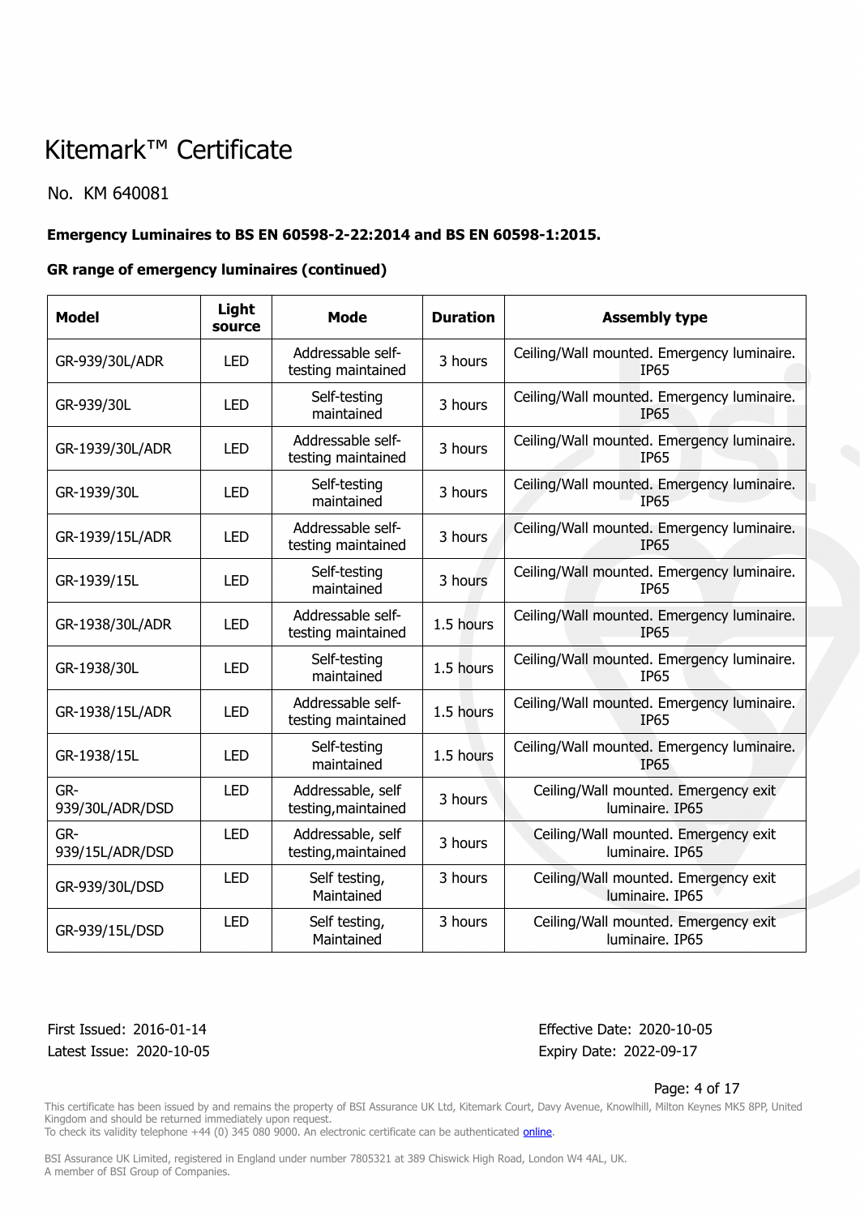# Kitemark™ Certificate

No. KM 640081

**Emergency Luminaires to BS EN 60598-2-22:2014 and BS EN 60598-1:2015.**

**GR range of emergency luminaires (continued)**

| Model | Light source | Mode | Duration | Assembly type |
|---|---|---|---|---|
| GR-939/30L/ADR | LED | Addressable self-testing maintained | 3 hours | Ceiling/Wall mounted. Emergency luminaire. IP65 |
| GR-939/30L | LED | Self-testing maintained | 3 hours | Ceiling/Wall mounted. Emergency luminaire. IP65 |
| GR-1939/30L/ADR | LED | Addressable self-testing maintained | 3 hours | Ceiling/Wall mounted. Emergency luminaire. IP65 |
| GR-1939/30L | LED | Self-testing maintained | 3 hours | Ceiling/Wall mounted. Emergency luminaire. IP65 |
| GR-1939/15L/ADR | LED | Addressable self-testing maintained | 3 hours | Ceiling/Wall mounted. Emergency luminaire. IP65 |
| GR-1939/15L | LED | Self-testing maintained | 3 hours | Ceiling/Wall mounted. Emergency luminaire. IP65 |
| GR-1938/30L/ADR | LED | Addressable self-testing maintained | 1.5 hours | Ceiling/Wall mounted. Emergency luminaire. IP65 |
| GR-1938/30L | LED | Self-testing maintained | 1.5 hours | Ceiling/Wall mounted. Emergency luminaire. IP65 |
| GR-1938/15L/ADR | LED | Addressable self-testing maintained | 1.5 hours | Ceiling/Wall mounted. Emergency luminaire. IP65 |
| GR-1938/15L | LED | Self-testing maintained | 1.5 hours | Ceiling/Wall mounted. Emergency luminaire. IP65 |
| GR-939/30L/ADR/DSD | LED | Addressable, self testing,maintained | 3 hours | Ceiling/Wall mounted. Emergency exit luminaire. IP65 |
| GR-939/15L/ADR/DSD | LED | Addressable, self testing,maintained | 3 hours | Ceiling/Wall mounted. Emergency exit luminaire. IP65 |
| GR-939/30L/DSD | LED | Self testing, Maintained | 3 hours | Ceiling/Wall mounted. Emergency exit luminaire. IP65 |
| GR-939/15L/DSD | LED | Self testing, Maintained | 3 hours | Ceiling/Wall mounted. Emergency exit luminaire. IP65 |

First Issued: 2016-01-14
Latest Issue: 2020-10-05

Effective Date: 2020-10-05
Expiry Date: 2022-09-17

This certificate has been issued by and remains the property of BSI Assurance UK Ltd, Kitemark Court, Davy Avenue, Knowlhill, Milton Keynes MK5 8PP, United Kingdom and should be returned immediately upon request.
To check its validity telephone +44 (0) 345 080 9000. An electronic certificate can be authenticated online.

BSI Assurance UK Limited, registered in England under number 7805321 at 389 Chiswick High Road, London W4 4AL, UK.
A member of BSI Group of Companies.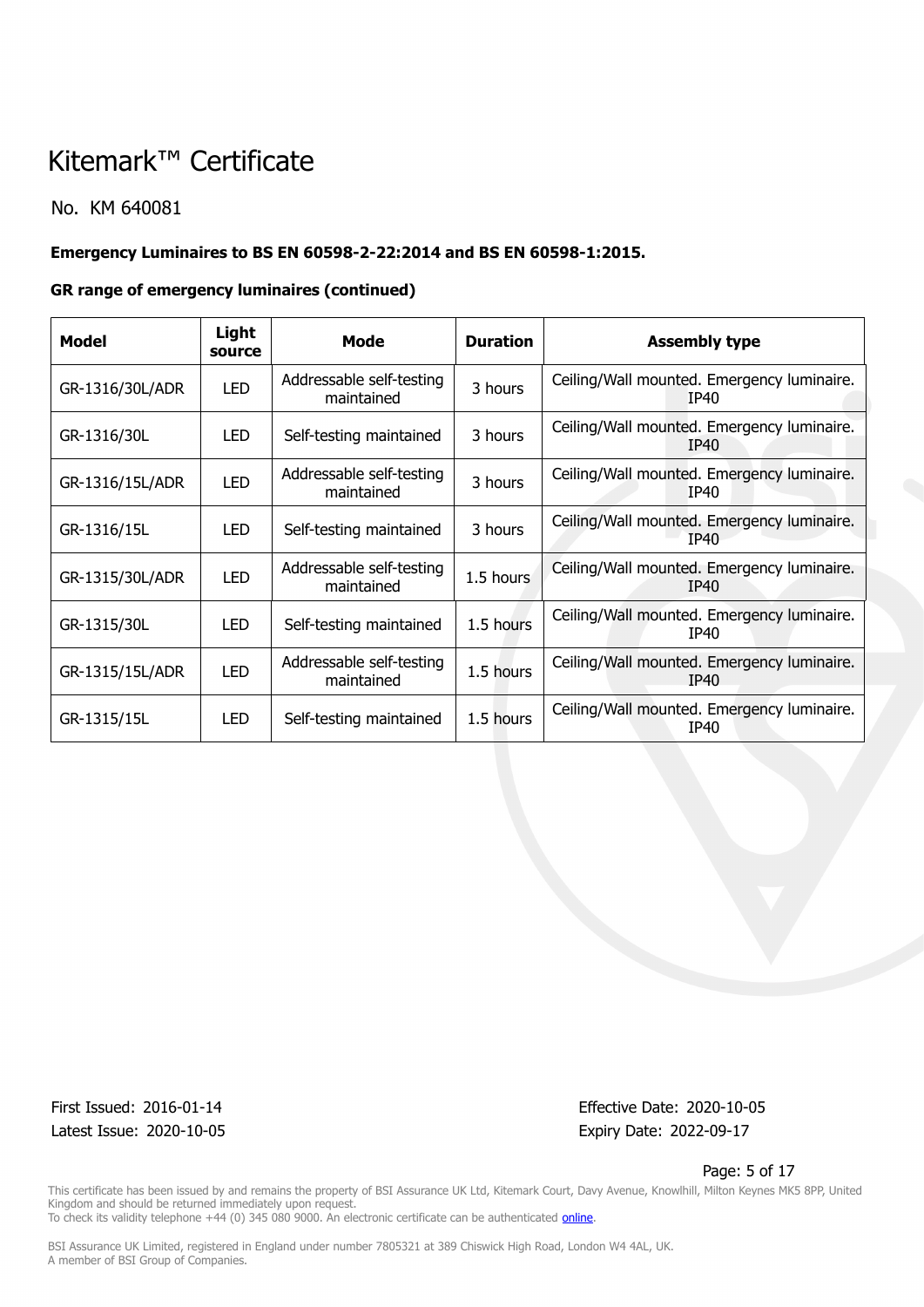# Kitemark™ Certificate

No. KM 640081

**Emergency Luminaires to BS EN 60598-2-22:2014 and BS EN 60598-1:2015.**

**GR range of emergency luminaires (continued)**

| Model | Light source | Mode | Duration | Assembly type |
|---|---|---|---|---|
| GR-1316/30L/ADR | LED | Addressable self-testing maintained | 3 hours | Ceiling/Wall mounted. Emergency luminaire. IP40 |
| GR-1316/30L | LED | Self-testing maintained | 3 hours | Ceiling/Wall mounted. Emergency luminaire. IP40 |
| GR-1316/15L/ADR | LED | Addressable self-testing maintained | 3 hours | Ceiling/Wall mounted. Emergency luminaire. IP40 |
| GR-1316/15L | LED | Self-testing maintained | 3 hours | Ceiling/Wall mounted. Emergency luminaire. IP40 |
| GR-1315/30L/ADR | LED | Addressable self-testing maintained | 1.5 hours | Ceiling/Wall mounted. Emergency luminaire. IP40 |
| GR-1315/30L | LED | Self-testing maintained | 1.5 hours | Ceiling/Wall mounted. Emergency luminaire. IP40 |
| GR-1315/15L/ADR | LED | Addressable self-testing maintained | 1.5 hours | Ceiling/Wall mounted. Emergency luminaire. IP40 |
| GR-1315/15L | LED | Self-testing maintained | 1.5 hours | Ceiling/Wall mounted. Emergency luminaire. IP40 |

First Issued: 2016-01-14
Latest Issue: 2020-10-05

Effective Date: 2020-10-05
Expiry Date: 2022-09-17

This certificate has been issued by and remains the property of BSI Assurance UK Ltd, Kitemark Court, Davy Avenue, Knowlhill, Milton Keynes MK5 8PP, United Kingdom and should be returned immediately upon request.
To check its validity telephone +44 (0) 345 080 9000. An electronic certificate can be authenticated online.

BSI Assurance UK Limited, registered in England under number 7805321 at 389 Chiswick High Road, London W4 4AL, UK.
A member of BSI Group of Companies.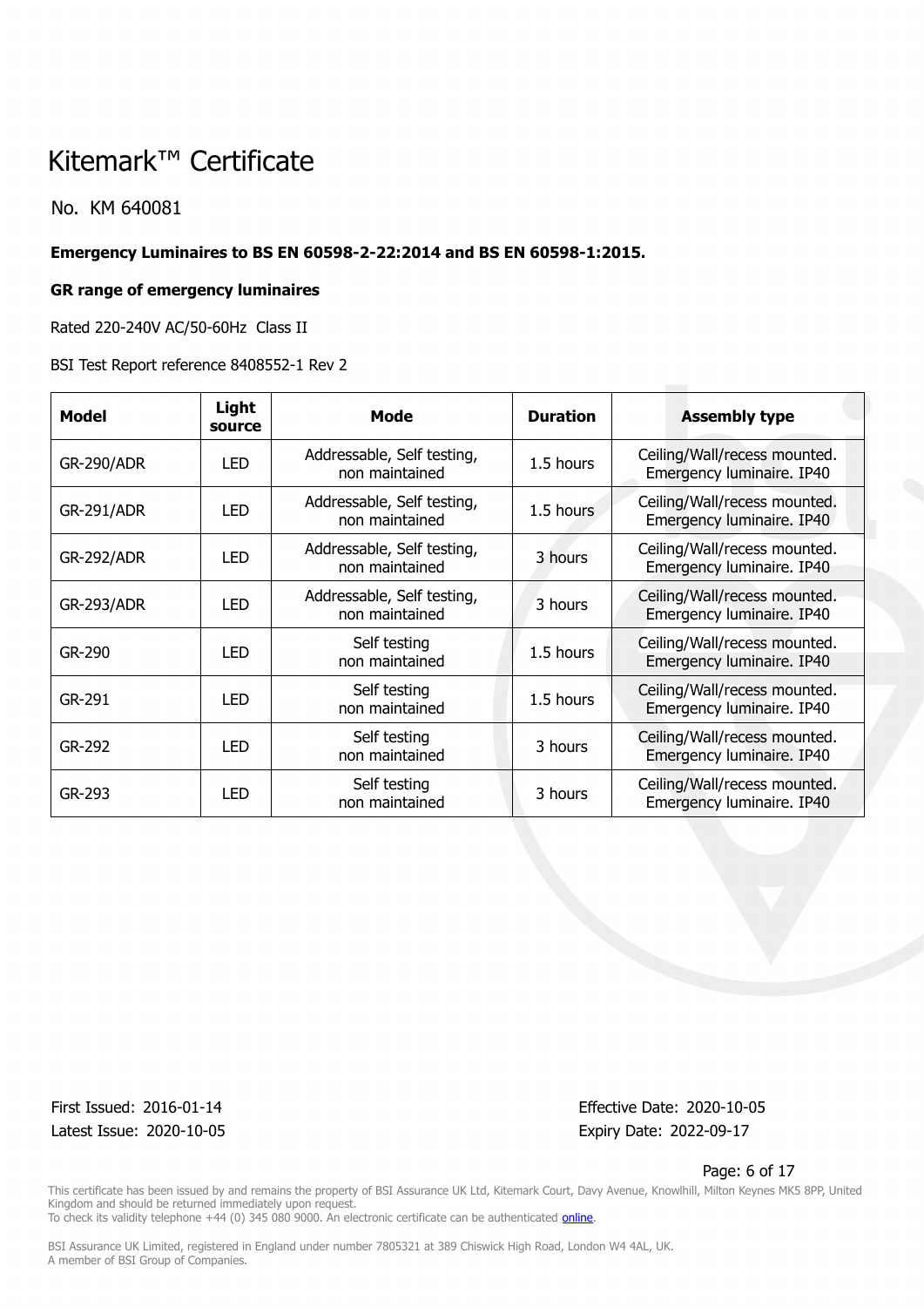# Kitemark™ Certificate

No. KM 640081

**Emergency Luminaires to BS EN 60598-2-22:2014 and BS EN 60598-1:2015.**

**GR range of emergency luminaires**

Rated 220-240V AC/50-60Hz Class II

BSI Test Report reference 8408552-1 Rev 2

| Model | Light source | Mode | Duration | Assembly type |
|---|---|---|---|---|
| GR-290/ADR | LED | Addressable, Self testing, non maintained | 1.5 hours | Ceiling/Wall/recess mounted. Emergency luminaire. IP40 |
| GR-291/ADR | LED | Addressable, Self testing, non maintained | 1.5 hours | Ceiling/Wall/recess mounted. Emergency luminaire. IP40 |
| GR-292/ADR | LED | Addressable, Self testing, non maintained | 3 hours | Ceiling/Wall/recess mounted. Emergency luminaire. IP40 |
| GR-293/ADR | LED | Addressable, Self testing, non maintained | 3 hours | Ceiling/Wall/recess mounted. Emergency luminaire. IP40 |
| GR-290 | LED | Self testing non maintained | 1.5 hours | Ceiling/Wall/recess mounted. Emergency luminaire. IP40 |
| GR-291 | LED | Self testing non maintained | 1.5 hours | Ceiling/Wall/recess mounted. Emergency luminaire. IP40 |
| GR-292 | LED | Self testing non maintained | 3 hours | Ceiling/Wall/recess mounted. Emergency luminaire. IP40 |
| GR-293 | LED | Self testing non maintained | 3 hours | Ceiling/Wall/recess mounted. Emergency luminaire. IP40 |

First Issued: 2016-01-14
Latest Issue: 2020-10-05

Effective Date: 2020-10-05
Expiry Date: 2022-09-17

This certificate has been issued by and remains the property of BSI Assurance UK Ltd, Kitemark Court, Davy Avenue, Knowlhill, Milton Keynes MK5 8PP, United Kingdom and should be returned immediately upon request.
To check its validity telephone +44 (0) 345 080 9000. An electronic certificate can be authenticated online.

BSI Assurance UK Limited, registered in England under number 7805321 at 389 Chiswick High Road, London W4 4AL, UK.
A member of BSI Group of Companies.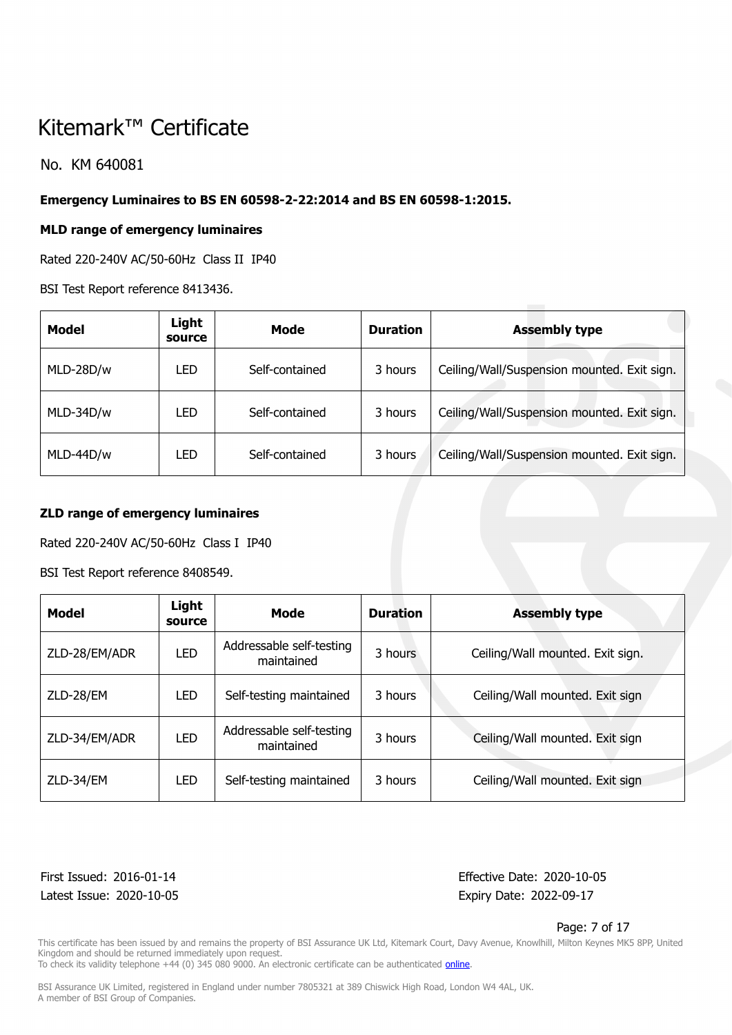# Kitemark™ Certificate

No. KM 640081

**Emergency Luminaires to BS EN 60598-2-22:2014 and BS EN 60598-1:2015.**

**MLD range of emergency luminaires**

Rated 220-240V AC/50-60Hz Class II IP40

BSI Test Report reference 8413436.

| Model | Light source | Mode | Duration | Assembly type |
|---|---|---|---|---|
| MLD-28D/w | LED | Self-contained | 3 hours | Ceiling/Wall/Suspension mounted. Exit sign. |
| MLD-34D/w | LED | Self-contained | 3 hours | Ceiling/Wall/Suspension mounted. Exit sign. |
| MLD-44D/w | LED | Self-contained | 3 hours | Ceiling/Wall/Suspension mounted. Exit sign. |

**ZLD range of emergency luminaires**

Rated 220-240V AC/50-60Hz Class I IP40

BSI Test Report reference 8408549.

| Model | Light source | Mode | Duration | Assembly type |
|---|---|---|---|---|
| ZLD-28/EM/ADR | LED | Addressable self-testing maintained | 3 hours | Ceiling/Wall mounted. Exit sign. |
| ZLD-28/EM | LED | Self-testing maintained | 3 hours | Ceiling/Wall mounted. Exit sign |
| ZLD-34/EM/ADR | LED | Addressable self-testing maintained | 3 hours | Ceiling/Wall mounted. Exit sign |
| ZLD-34/EM | LED | Self-testing maintained | 3 hours | Ceiling/Wall mounted. Exit sign |

First Issued: 2016-01-14
Latest Issue: 2020-10-05

Effective Date: 2020-10-05
Expiry Date: 2022-09-17

This certificate has been issued by and remains the property of BSI Assurance UK Ltd, Kitemark Court, Davy Avenue, Knowlhill, Milton Keynes MK5 8PP, United Kingdom and should be returned immediately upon request.
To check its validity telephone +44 (0) 345 080 9000. An electronic certificate can be authenticated online.

BSI Assurance UK Limited, registered in England under number 7805321 at 389 Chiswick High Road, London W4 4AL, UK.
A member of BSI Group of Companies.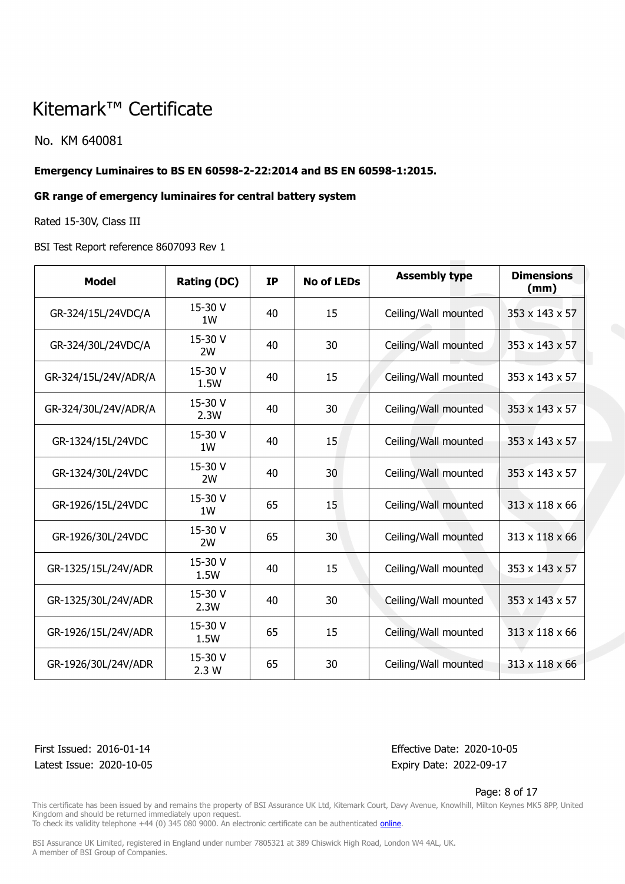# Kitemark™ Certificate

No. KM 640081

**Emergency Luminaires to BS EN 60598-2-22:2014 and BS EN 60598-1:2015.**

**GR range of emergency luminaires for central battery system**

Rated 15-30V, Class III

BSI Test Report reference 8607093 Rev 1

| Model | Rating (DC) | IP | No of LEDs | Assembly type | Dimensions (mm) |
|---|---|---|---|---|---|
| GR-324/15L/24VDC/A | 15-30 V 1W | 40 | 15 | Ceiling/Wall mounted | 353 x 143 x 57 |
| GR-324/30L/24VDC/A | 15-30 V 2W | 40 | 30 | Ceiling/Wall mounted | 353 x 143 x 57 |
| GR-324/15L/24V/ADR/A | 15-30 V 1.5W | 40 | 15 | Ceiling/Wall mounted | 353 x 143 x 57 |
| GR-324/30L/24V/ADR/A | 15-30 V 2.3W | 40 | 30 | Ceiling/Wall mounted | 353 x 143 x 57 |
| GR-1324/15L/24VDC | 15-30 V 1W | 40 | 15 | Ceiling/Wall mounted | 353 x 143 x 57 |
| GR-1324/30L/24VDC | 15-30 V 2W | 40 | 30 | Ceiling/Wall mounted | 353 x 143 x 57 |
| GR-1926/15L/24VDC | 15-30 V 1W | 65 | 15 | Ceiling/Wall mounted | 313 x 118 x 66 |
| GR-1926/30L/24VDC | 15-30 V 2W | 65 | 30 | Ceiling/Wall mounted | 313 x 118 x 66 |
| GR-1325/15L/24V/ADR | 15-30 V 1.5W | 40 | 15 | Ceiling/Wall mounted | 353 x 143 x 57 |
| GR-1325/30L/24V/ADR | 15-30 V 2.3W | 40 | 30 | Ceiling/Wall mounted | 353 x 143 x 57 |
| GR-1926/15L/24V/ADR | 15-30 V 1.5W | 65 | 15 | Ceiling/Wall mounted | 313 x 118 x 66 |
| GR-1926/30L/24V/ADR | 15-30 V 2.3 W | 65 | 30 | Ceiling/Wall mounted | 313 x 118 x 66 |

First Issued: 2016-01-14
Latest Issue: 2020-10-05

Effective Date: 2020-10-05
Expiry Date: 2022-09-17

This certificate has been issued by and remains the property of BSI Assurance UK Ltd, Kitemark Court, Davy Avenue, Knowlhill, Milton Keynes MK5 8PP, United Kingdom and should be returned immediately upon request.
To check its validity telephone +44 (0) 345 080 9000. An electronic certificate can be authenticated online.

BSI Assurance UK Limited, registered in England under number 7805321 at 389 Chiswick High Road, London W4 4AL, UK.
A member of BSI Group of Companies.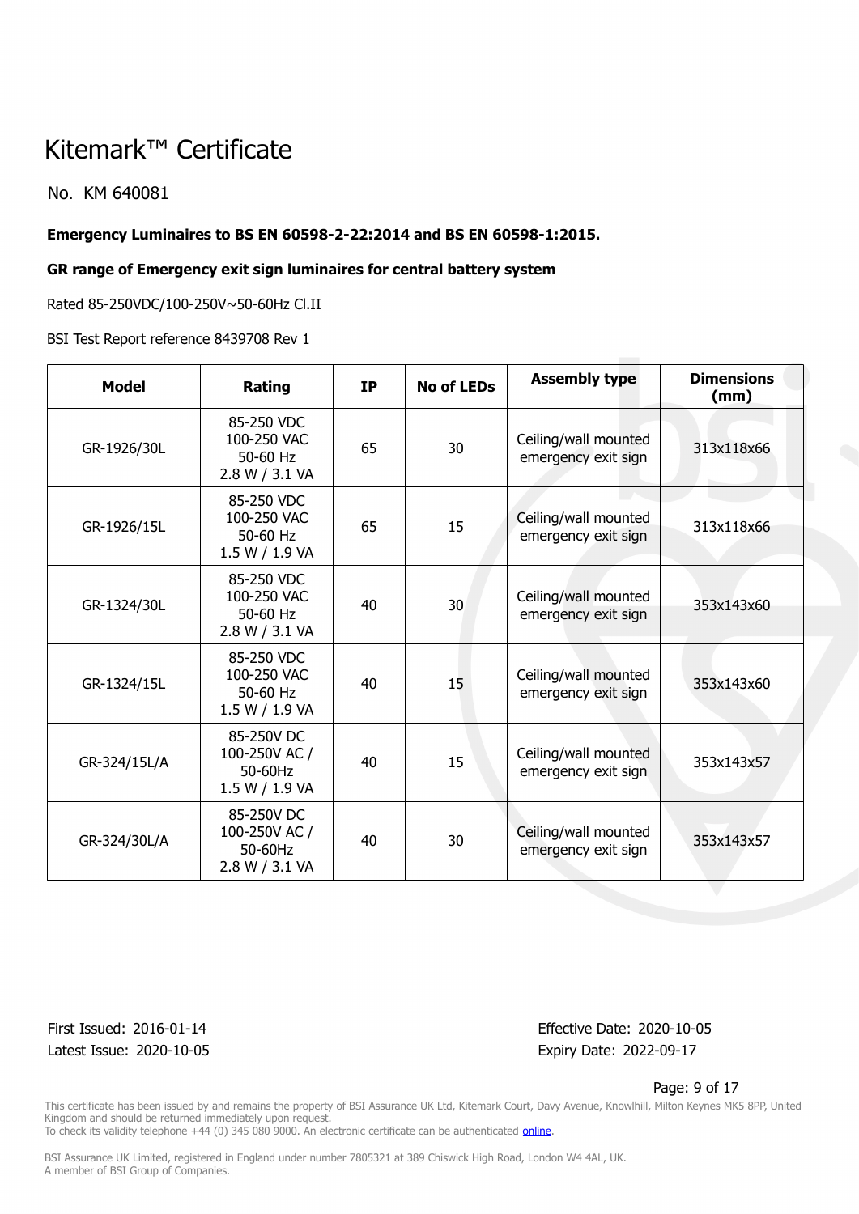# Kitemark™ Certificate

No. KM 640081

**Emergency Luminaires to BS EN 60598-2-22:2014 and BS EN 60598-1:2015.**

**GR range of Emergency exit sign luminaires for central battery system**

Rated 85-250VDC/100-250V~50-60Hz Cl.II

BSI Test Report reference 8439708 Rev 1

| Model | Rating | IP | No of LEDs | Assembly type | Dimensions (mm) |
|---|---|---|---|---|---|
| GR-1926/30L | 85-250 VDC 100-250 VAC 50-60 Hz 2.8 W / 3.1 VA | 65 | 30 | Ceiling/wall mounted emergency exit sign | 313x118x66 |
| GR-1926/15L | 85-250 VDC 100-250 VAC 50-60 Hz 1.5 W / 1.9 VA | 65 | 15 | Ceiling/wall mounted emergency exit sign | 313x118x66 |
| GR-1324/30L | 85-250 VDC 100-250 VAC 50-60 Hz 2.8 W / 3.1 VA | 40 | 30 | Ceiling/wall mounted emergency exit sign | 353x143x60 |
| GR-1324/15L | 85-250 VDC 100-250 VAC 50-60 Hz 1.5 W / 1.9 VA | 40 | 15 | Ceiling/wall mounted emergency exit sign | 353x143x60 |
| GR-324/15L/A | 85-250V DC 100-250V AC / 50-60Hz 1.5 W / 1.9 VA | 40 | 15 | Ceiling/wall mounted emergency exit sign | 353x143x57 |
| GR-324/30L/A | 85-250V DC 100-250V AC / 50-60Hz 2.8 W / 3.1 VA | 40 | 30 | Ceiling/wall mounted emergency exit sign | 353x143x57 |

First Issued: 2016-01-14
Latest Issue: 2020-10-05

Effective Date: 2020-10-05
Expiry Date: 2022-09-17

This certificate has been issued by and remains the property of BSI Assurance UK Ltd, Kitemark Court, Davy Avenue, Knowlhill, Milton Keynes MK5 8PP, United Kingdom and should be returned immediately upon request.
To check its validity telephone +44 (0) 345 080 9000. An electronic certificate can be authenticated online.

BSI Assurance UK Limited, registered in England under number 7805321 at 389 Chiswick High Road, London W4 4AL, UK.
A member of BSI Group of Companies.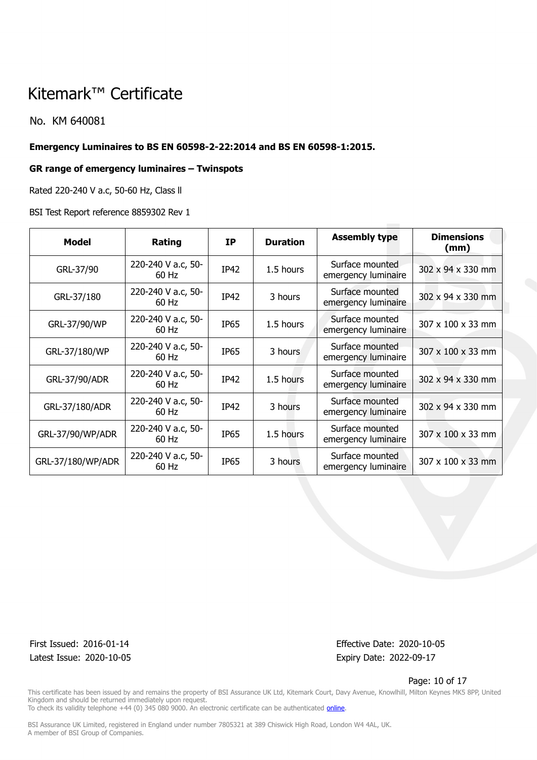# Kitemark™ Certificate

No. KM 640081

**Emergency Luminaires to BS EN 60598-2-22:2014 and BS EN 60598-1:2015.**

**GR range of emergency luminaires – Twinspots**

Rated 220-240 V a.c, 50-60 Hz, Class ll

BSI Test Report reference 8859302 Rev 1

| Model | Rating | IP | Duration | Assembly type | Dimensions (mm) |
|---|---|---|---|---|---|
| GRL-37/90 | 220-240 V a.c, 50-60 Hz | IP42 | 1.5 hours | Surface mounted emergency luminaire | 302 x 94 x 330 mm |
| GRL-37/180 | 220-240 V a.c, 50-60 Hz | IP42 | 3 hours | Surface mounted emergency luminaire | 302 x 94 x 330 mm |
| GRL-37/90/WP | 220-240 V a.c, 50-60 Hz | IP65 | 1.5 hours | Surface mounted emergency luminaire | 307 x 100 x 33 mm |
| GRL-37/180/WP | 220-240 V a.c, 50-60 Hz | IP65 | 3 hours | Surface mounted emergency luminaire | 307 x 100 x 33 mm |
| GRL-37/90/ADR | 220-240 V a.c, 50-60 Hz | IP42 | 1.5 hours | Surface mounted emergency luminaire | 302 x 94 x 330 mm |
| GRL-37/180/ADR | 220-240 V a.c, 50-60 Hz | IP42 | 3 hours | Surface mounted emergency luminaire | 302 x 94 x 330 mm |
| GRL-37/90/WP/ADR | 220-240 V a.c, 50-60 Hz | IP65 | 1.5 hours | Surface mounted emergency luminaire | 307 x 100 x 33 mm |
| GRL-37/180/WP/ADR | 220-240 V a.c, 50-60 Hz | IP65 | 3 hours | Surface mounted emergency luminaire | 307 x 100 x 33 mm |

First Issued: 2016-01-14
Latest Issue: 2020-10-05

Effective Date: 2020-10-05
Expiry Date: 2022-09-17

This certificate has been issued by and remains the property of BSI Assurance UK Ltd, Kitemark Court, Davy Avenue, Knowlhill, Milton Keynes MK5 8PP, United Kingdom and should be returned immediately upon request.
To check its validity telephone +44 (0) 345 080 9000. An electronic certificate can be authenticated online.

BSI Assurance UK Limited, registered in England under number 7805321 at 389 Chiswick High Road, London W4 4AL, UK.
A member of BSI Group of Companies.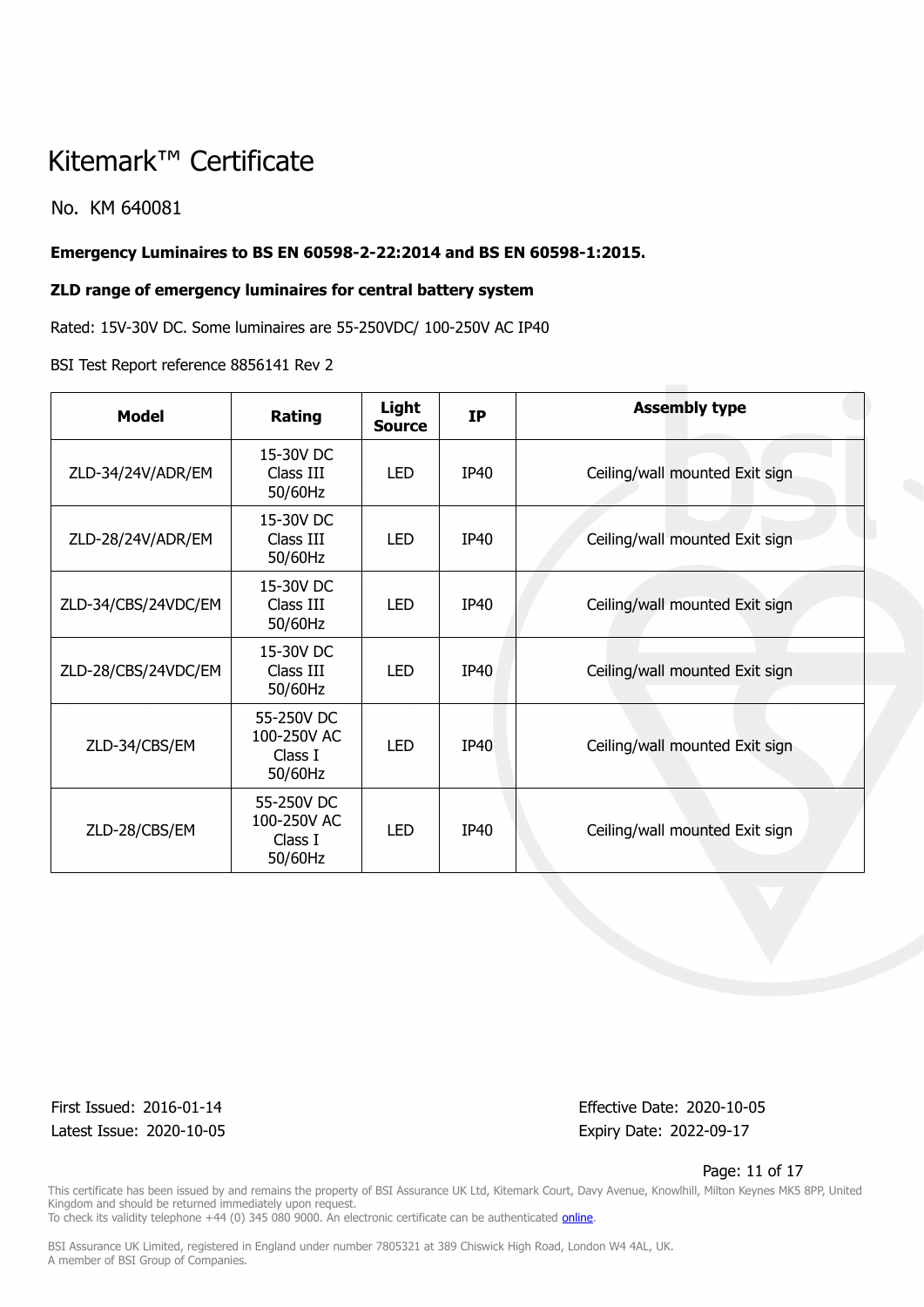# Kitemark™ Certificate

No. KM 640081

**Emergency Luminaires to BS EN 60598-2-22:2014 and BS EN 60598-1:2015.**

**ZLD range of emergency luminaires for central battery system**

Rated: 15V-30V DC. Some luminaires are 55-250VDC/ 100-250V AC IP40

BSI Test Report reference 8856141 Rev 2

| Model | Rating | Light Source | IP | Assembly type |
|---|---|---|---|---|
| ZLD-34/24V/ADR/EM | 15-30V DC Class III 50/60Hz | LED | IP40 | Ceiling/wall mounted Exit sign |
| ZLD-28/24V/ADR/EM | 15-30V DC Class III 50/60Hz | LED | IP40 | Ceiling/wall mounted Exit sign |
| ZLD-34/CBS/24VDC/EM | 15-30V DC Class III 50/60Hz | LED | IP40 | Ceiling/wall mounted Exit sign |
| ZLD-28/CBS/24VDC/EM | 15-30V DC Class III 50/60Hz | LED | IP40 | Ceiling/wall mounted Exit sign |
| ZLD-34/CBS/EM | 55-250V DC 100-250V AC Class I 50/60Hz | LED | IP40 | Ceiling/wall mounted Exit sign |
| ZLD-28/CBS/EM | 55-250V DC 100-250V AC Class I 50/60Hz | LED | IP40 | Ceiling/wall mounted Exit sign |

First Issued: 2016-01-14
Latest Issue: 2020-10-05

Effective Date: 2020-10-05
Expiry Date: 2022-09-17

This certificate has been issued by and remains the property of BSI Assurance UK Ltd, Kitemark Court, Davy Avenue, Knowlhill, Milton Keynes MK5 8PP, United Kingdom and should be returned immediately upon request.
To check its validity telephone +44 (0) 345 080 9000. An electronic certificate can be authenticated online.

BSI Assurance UK Limited, registered in England under number 7805321 at 389 Chiswick High Road, London W4 4AL, UK.
A member of BSI Group of Companies.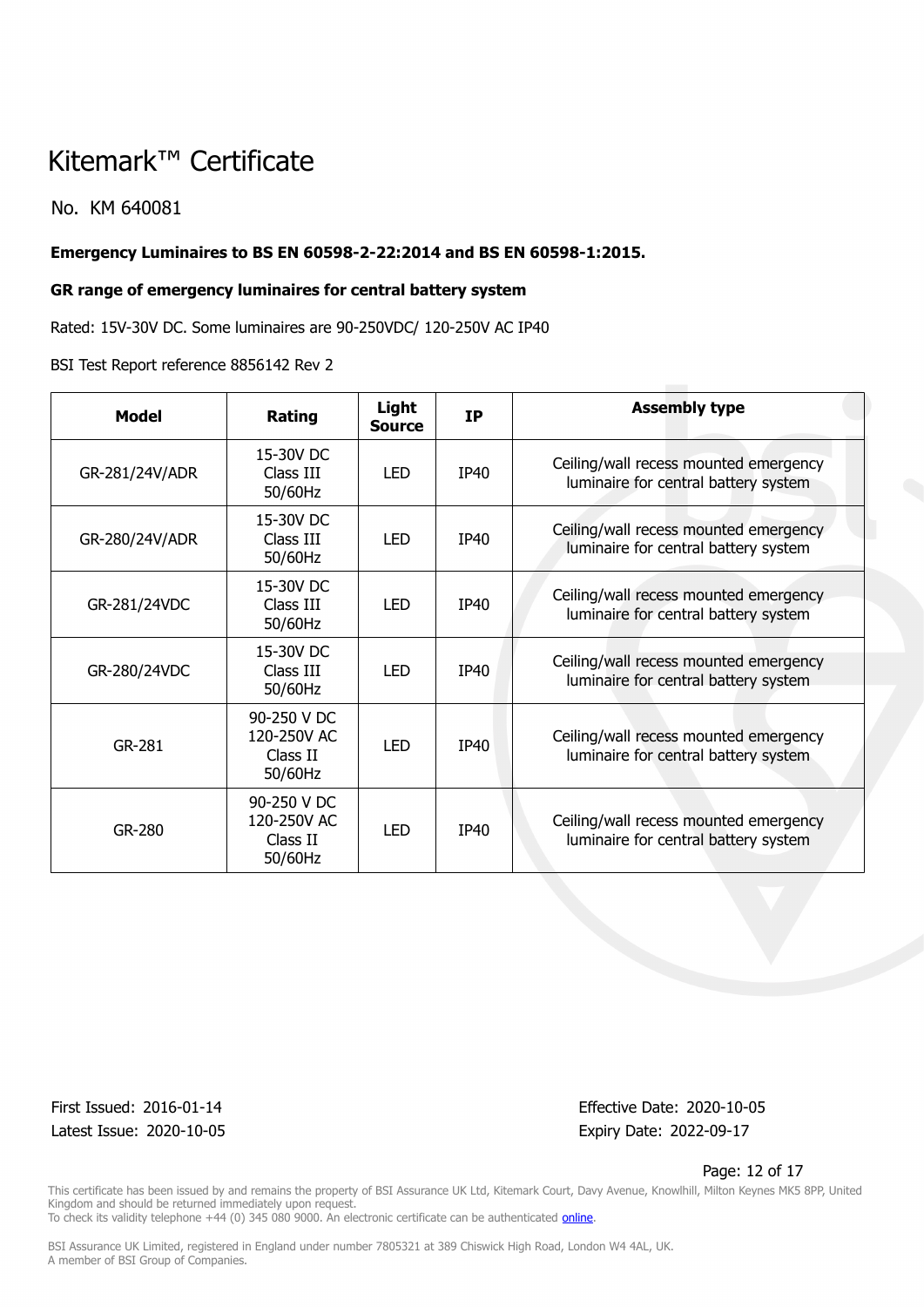# Kitemark™ Certificate

No. KM 640081

**Emergency Luminaires to BS EN 60598-2-22:2014 and BS EN 60598-1:2015.**

**GR range of emergency luminaires for central battery system**

Rated: 15V-30V DC. Some luminaires are 90-250VDC/ 120-250V AC IP40

BSI Test Report reference 8856142 Rev 2

| Model | Rating | Light Source | IP | Assembly type |
|---|---|---|---|---|
| GR-281/24V/ADR | 15-30V DC Class III 50/60Hz | LED | IP40 | Ceiling/wall recess mounted emergency luminaire for central battery system |
| GR-280/24V/ADR | 15-30V DC Class III 50/60Hz | LED | IP40 | Ceiling/wall recess mounted emergency luminaire for central battery system |
| GR-281/24VDC | 15-30V DC Class III 50/60Hz | LED | IP40 | Ceiling/wall recess mounted emergency luminaire for central battery system |
| GR-280/24VDC | 15-30V DC Class III 50/60Hz | LED | IP40 | Ceiling/wall recess mounted emergency luminaire for central battery system |
| GR-281 | 90-250 V DC 120-250V AC Class II 50/60Hz | LED | IP40 | Ceiling/wall recess mounted emergency luminaire for central battery system |
| GR-280 | 90-250 V DC 120-250V AC Class II 50/60Hz | LED | IP40 | Ceiling/wall recess mounted emergency luminaire for central battery system |

First Issued: 2016-01-14
Latest Issue: 2020-10-05

Effective Date: 2020-10-05
Expiry Date: 2022-09-17

This certificate has been issued by and remains the property of BSI Assurance UK Ltd, Kitemark Court, Davy Avenue, Knowlhill, Milton Keynes MK5 8PP, United Kingdom and should be returned immediately upon request.
To check its validity telephone +44 (0) 345 080 9000. An electronic certificate can be authenticated online.

BSI Assurance UK Limited, registered in England under number 7805321 at 389 Chiswick High Road, London W4 4AL, UK.
A member of BSI Group of Companies.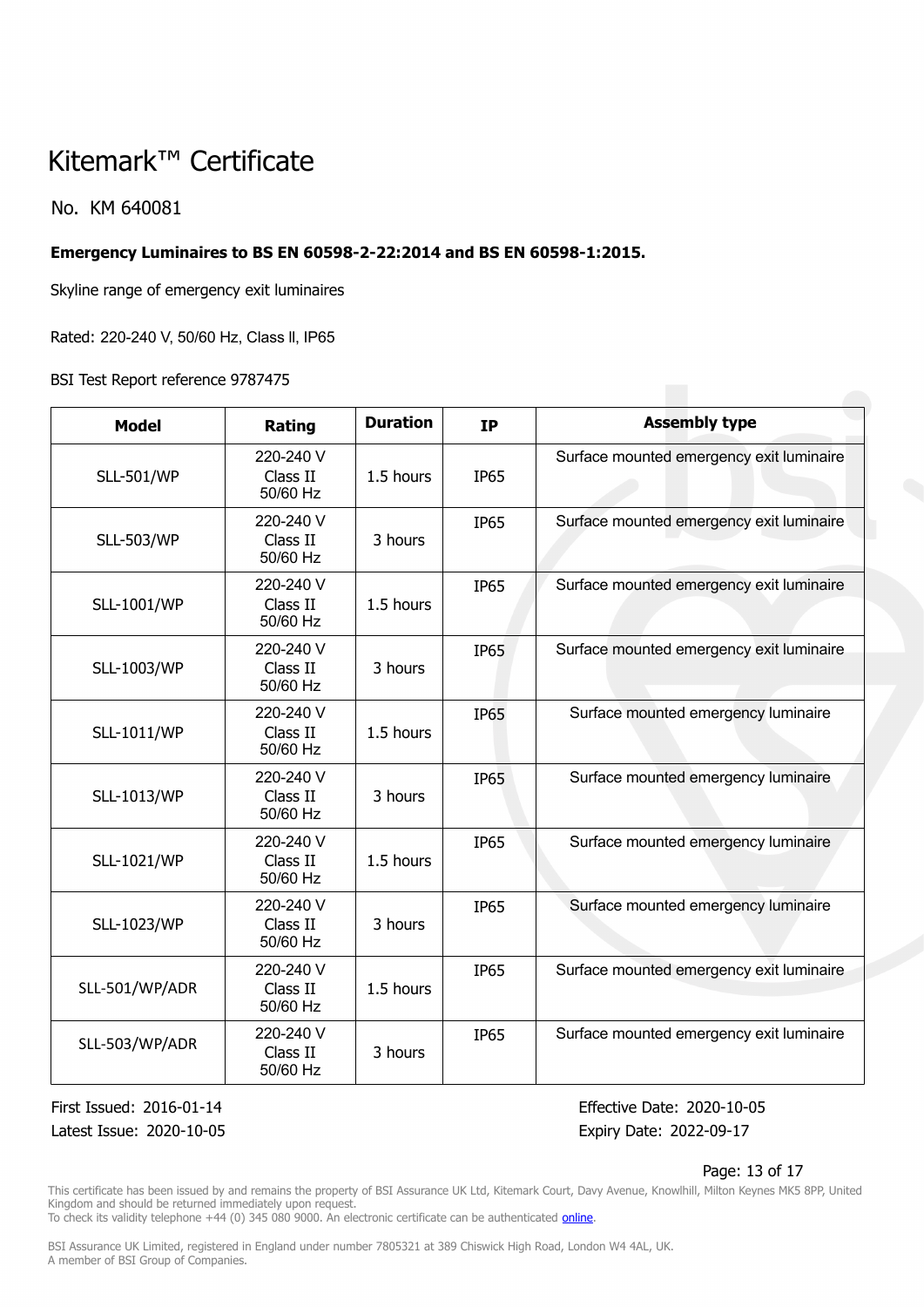# Kitemark™ Certificate

No. KM 640081

**Emergency Luminaires to BS EN 60598-2-22:2014 and BS EN 60598-1:2015.**

Skyline range of emergency exit luminaires

Rated: 220-240 V, 50/60 Hz, Class ll, IP65

BSI Test Report reference 9787475

| Model | Rating | Duration | IP | Assembly type |
|---|---|---|---|---|
| SLL-501/WP | 220-240 V Class II 50/60 Hz | 1.5 hours | IP65 | Surface mounted emergency exit luminaire |
| SLL-503/WP | 220-240 V Class II 50/60 Hz | 3 hours | IP65 | Surface mounted emergency exit luminaire |
| SLL-1001/WP | 220-240 V Class II 50/60 Hz | 1.5 hours | IP65 | Surface mounted emergency exit luminaire |
| SLL-1003/WP | 220-240 V Class II 50/60 Hz | 3 hours | IP65 | Surface mounted emergency exit luminaire |
| SLL-1011/WP | 220-240 V Class II 50/60 Hz | 1.5 hours | IP65 | Surface mounted emergency luminaire |
| SLL-1013/WP | 220-240 V Class II 50/60 Hz | 3 hours | IP65 | Surface mounted emergency luminaire |
| SLL-1021/WP | 220-240 V Class II 50/60 Hz | 1.5 hours | IP65 | Surface mounted emergency luminaire |
| SLL-1023/WP | 220-240 V Class II 50/60 Hz | 3 hours | IP65 | Surface mounted emergency luminaire |
| SLL-501/WP/ADR | 220-240 V Class II 50/60 Hz | 1.5 hours | IP65 | Surface mounted emergency exit luminaire |
| SLL-503/WP/ADR | 220-240 V Class II 50/60 Hz | 3 hours | IP65 | Surface mounted emergency exit luminaire |

First Issued: 2016-01-14
Latest Issue: 2020-10-05

Effective Date: 2020-10-05
Expiry Date: 2022-09-17

This certificate has been issued by and remains the property of BSI Assurance UK Ltd, Kitemark Court, Davy Avenue, Knowlhill, Milton Keynes MK5 8PP, United Kingdom and should be returned immediately upon request.
To check its validity telephone +44 (0) 345 080 9000. An electronic certificate can be authenticated online.

BSI Assurance UK Limited, registered in England under number 7805321 at 389 Chiswick High Road, London W4 4AL, UK.
A member of BSI Group of Companies.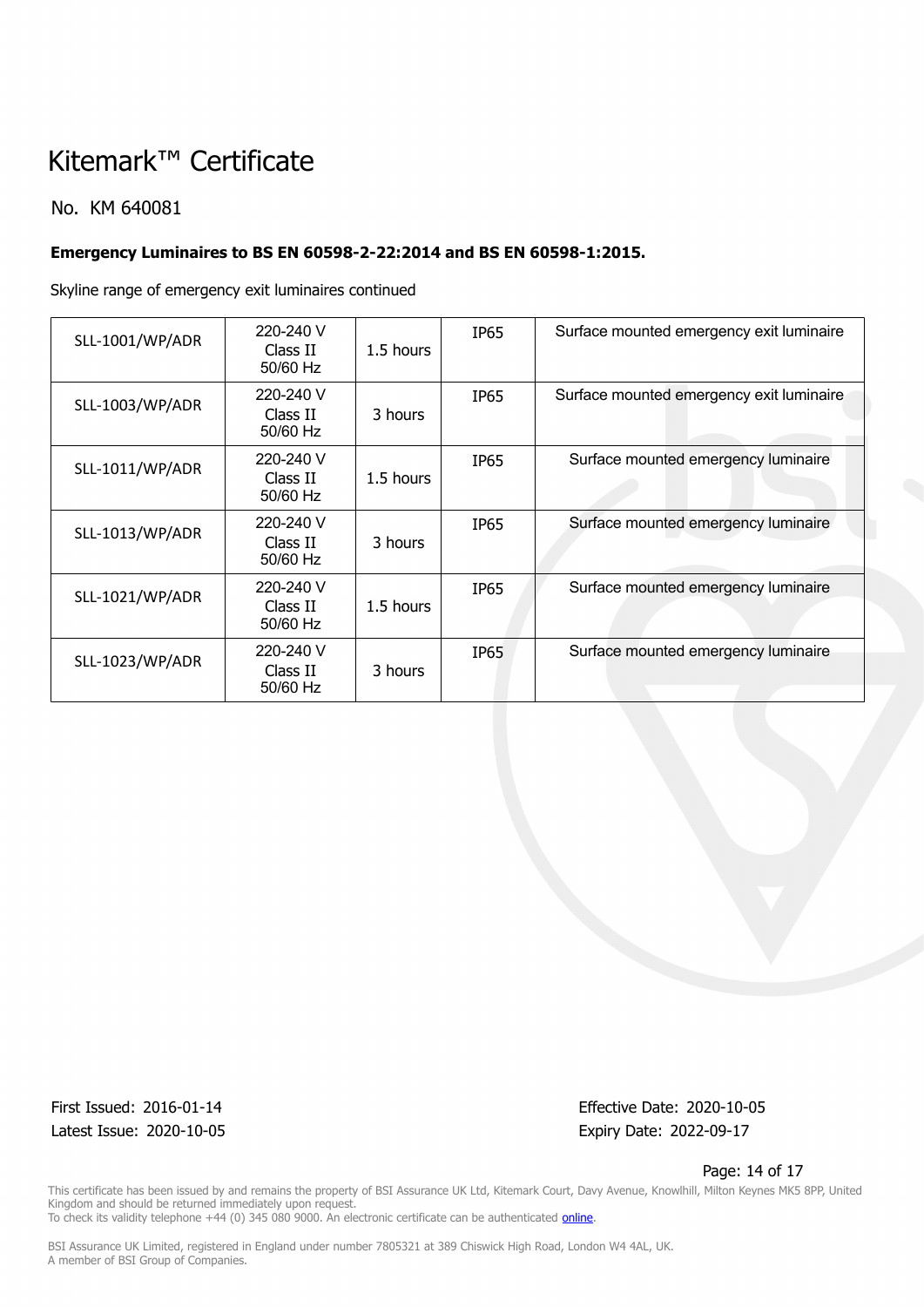# Kitemark™ Certificate

No. KM 640081

**Emergency Luminaires to BS EN 60598-2-22:2014 and BS EN 60598-1:2015.**

Skyline range of emergency exit luminaires continued

| | | | | |
|---|---|---|---|---|
| SLL-1001/WP/ADR | 220-240 V Class II 50/60 Hz | 1.5 hours | IP65 | Surface mounted emergency exit luminaire |
| SLL-1003/WP/ADR | 220-240 V Class II 50/60 Hz | 3 hours | IP65 | Surface mounted emergency exit luminaire |
| SLL-1011/WP/ADR | 220-240 V Class II 50/60 Hz | 1.5 hours | IP65 | Surface mounted emergency luminaire |
| SLL-1013/WP/ADR | 220-240 V Class II 50/60 Hz | 3 hours | IP65 | Surface mounted emergency luminaire |
| SLL-1021/WP/ADR | 220-240 V Class II 50/60 Hz | 1.5 hours | IP65 | Surface mounted emergency luminaire |
| SLL-1023/WP/ADR | 220-240 V Class II 50/60 Hz | 3 hours | IP65 | Surface mounted emergency luminaire |

First Issued: 2016-01-14
Latest Issue: 2020-10-05

Effective Date: 2020-10-05
Expiry Date: 2022-09-17

This certificate has been issued by and remains the property of BSI Assurance UK Ltd, Kitemark Court, Davy Avenue, Knowlhill, Milton Keynes MK5 8PP, United Kingdom and should be returned immediately upon request.
To check its validity telephone +44 (0) 345 080 9000. An electronic certificate can be authenticated online.

BSI Assurance UK Limited, registered in England under number 7805321 at 389 Chiswick High Road, London W4 4AL, UK.
A member of BSI Group of Companies.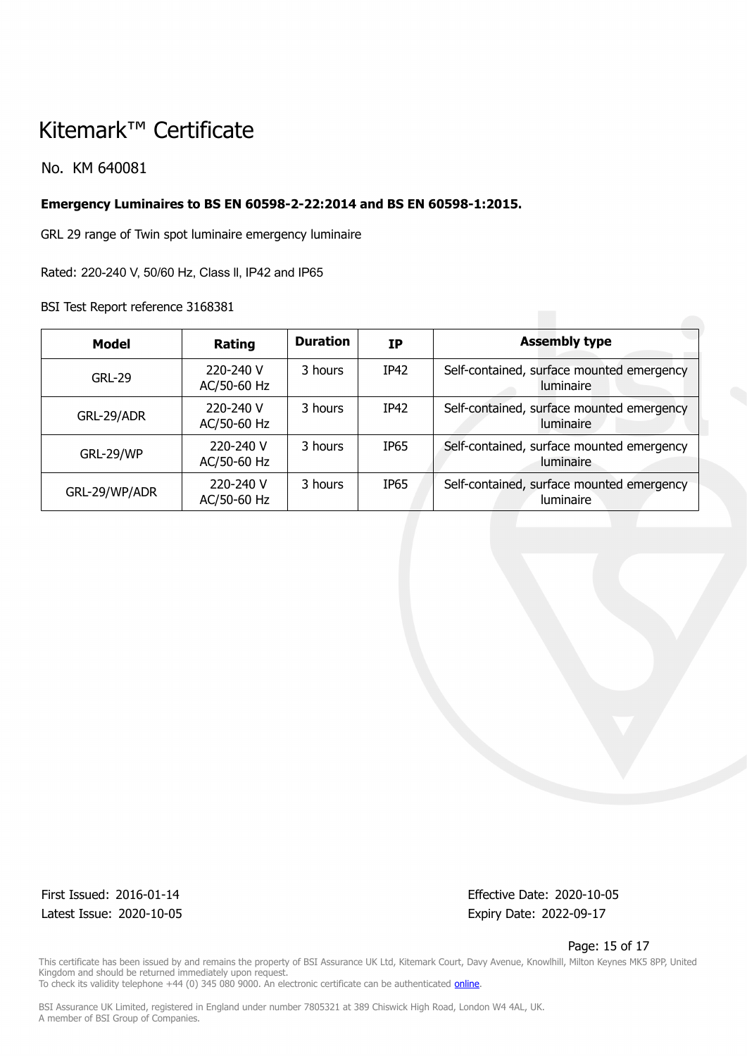# Kitemark™ Certificate

No. KM 640081

**Emergency Luminaires to BS EN 60598-2-22:2014 and BS EN 60598-1:2015.**

GRL 29 range of Twin spot luminaire emergency luminaire

Rated: 220-240 V, 50/60 Hz, Class ll, IP42 and IP65

BSI Test Report reference 3168381

| Model | Rating | Duration | IP | Assembly type |
|---|---|---|---|---|
| GRL-29 | 220-240 V AC/50-60 Hz | 3 hours | IP42 | Self-contained, surface mounted emergency luminaire |
| GRL-29/ADR | 220-240 V AC/50-60 Hz | 3 hours | IP42 | Self-contained, surface mounted emergency luminaire |
| GRL-29/WP | 220-240 V AC/50-60 Hz | 3 hours | IP65 | Self-contained, surface mounted emergency luminaire |
| GRL-29/WP/ADR | 220-240 V AC/50-60 Hz | 3 hours | IP65 | Self-contained, surface mounted emergency luminaire |

First Issued: 2016-01-14
Latest Issue: 2020-10-05

Effective Date: 2020-10-05
Expiry Date: 2022-09-17

This certificate has been issued by and remains the property of BSI Assurance UK Ltd, Kitemark Court, Davy Avenue, Knowlhill, Milton Keynes MK5 8PP, United Kingdom and should be returned immediately upon request.
To check its validity telephone +44 (0) 345 080 9000. An electronic certificate can be authenticated online.

BSI Assurance UK Limited, registered in England under number 7805321 at 389 Chiswick High Road, London W4 4AL, UK.
A member of BSI Group of Companies.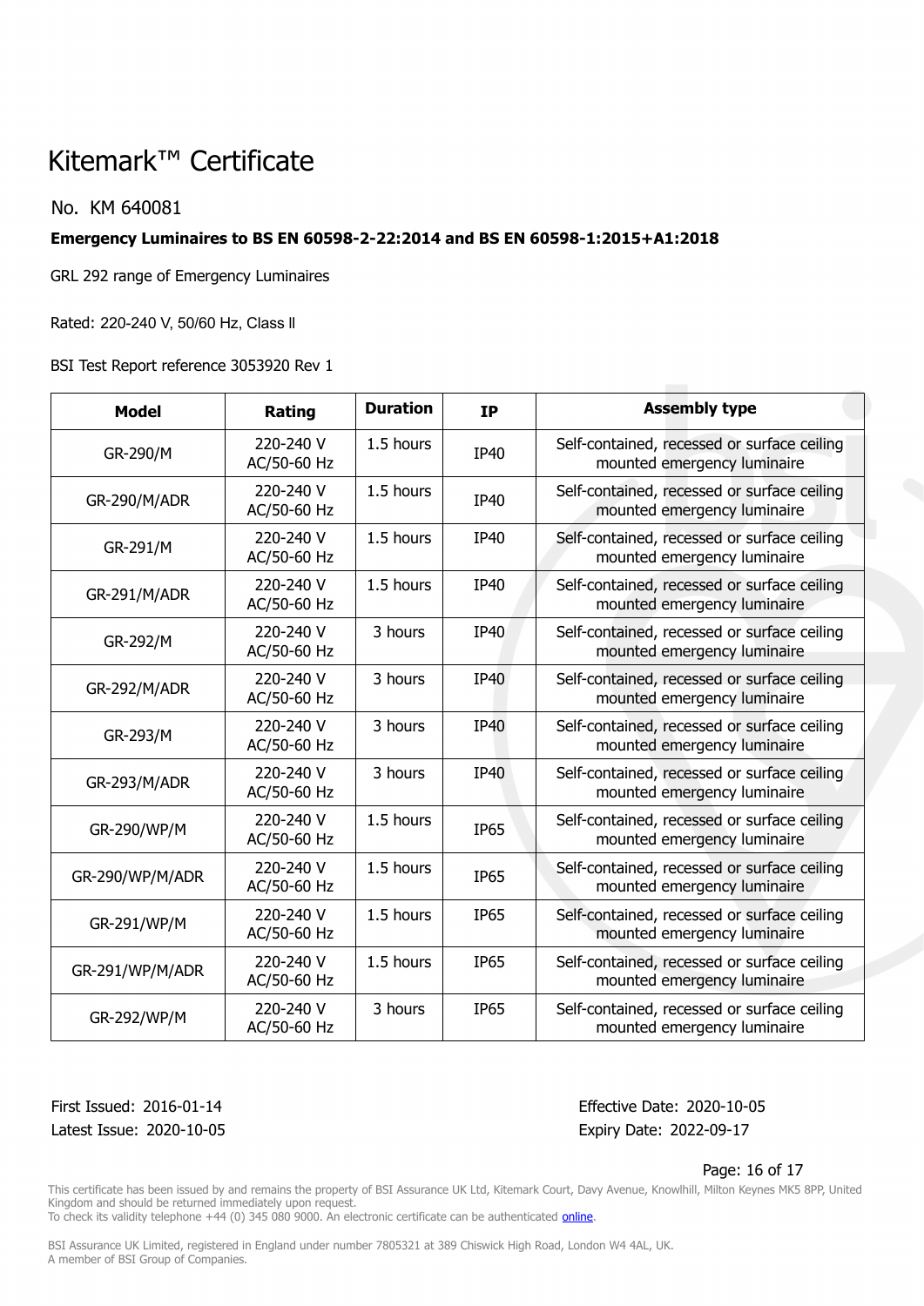# Kitemark™ Certificate

No. KM 640081

**Emergency Luminaires to BS EN 60598-2-22:2014 and BS EN 60598-1:2015+A1:2018**

GRL 292 range of Emergency Luminaires

Rated: 220-240 V, 50/60 Hz, Class ll

BSI Test Report reference 3053920 Rev 1

| Model | Rating | Duration | IP | Assembly type |
|---|---|---|---|---|
| GR-290/M | 220-240 V AC/50-60 Hz | 1.5 hours | IP40 | Self-contained, recessed or surface ceiling mounted emergency luminaire |
| GR-290/M/ADR | 220-240 V AC/50-60 Hz | 1.5 hours | IP40 | Self-contained, recessed or surface ceiling mounted emergency luminaire |
| GR-291/M | 220-240 V AC/50-60 Hz | 1.5 hours | IP40 | Self-contained, recessed or surface ceiling mounted emergency luminaire |
| GR-291/M/ADR | 220-240 V AC/50-60 Hz | 1.5 hours | IP40 | Self-contained, recessed or surface ceiling mounted emergency luminaire |
| GR-292/M | 220-240 V AC/50-60 Hz | 3 hours | IP40 | Self-contained, recessed or surface ceiling mounted emergency luminaire |
| GR-292/M/ADR | 220-240 V AC/50-60 Hz | 3 hours | IP40 | Self-contained, recessed or surface ceiling mounted emergency luminaire |
| GR-293/M | 220-240 V AC/50-60 Hz | 3 hours | IP40 | Self-contained, recessed or surface ceiling mounted emergency luminaire |
| GR-293/M/ADR | 220-240 V AC/50-60 Hz | 3 hours | IP40 | Self-contained, recessed or surface ceiling mounted emergency luminaire |
| GR-290/WP/M | 220-240 V AC/50-60 Hz | 1.5 hours | IP65 | Self-contained, recessed or surface ceiling mounted emergency luminaire |
| GR-290/WP/M/ADR | 220-240 V AC/50-60 Hz | 1.5 hours | IP65 | Self-contained, recessed or surface ceiling mounted emergency luminaire |
| GR-291/WP/M | 220-240 V AC/50-60 Hz | 1.5 hours | IP65 | Self-contained, recessed or surface ceiling mounted emergency luminaire |
| GR-291/WP/M/ADR | 220-240 V AC/50-60 Hz | 1.5 hours | IP65 | Self-contained, recessed or surface ceiling mounted emergency luminaire |
| GR-292/WP/M | 220-240 V AC/50-60 Hz | 3 hours | IP65 | Self-contained, recessed or surface ceiling mounted emergency luminaire |

First Issued: 2016-01-14
Latest Issue: 2020-10-05

Effective Date: 2020-10-05
Expiry Date: 2022-09-17

This certificate has been issued by and remains the property of BSI Assurance UK Ltd, Kitemark Court, Davy Avenue, Knowlhill, Milton Keynes MK5 8PP, United Kingdom and should be returned immediately upon request.
To check its validity telephone +44 (0) 345 080 9000. An electronic certificate can be authenticated online.

BSI Assurance UK Limited, registered in England under number 7805321 at 389 Chiswick High Road, London W4 4AL, UK.
A member of BSI Group of Companies.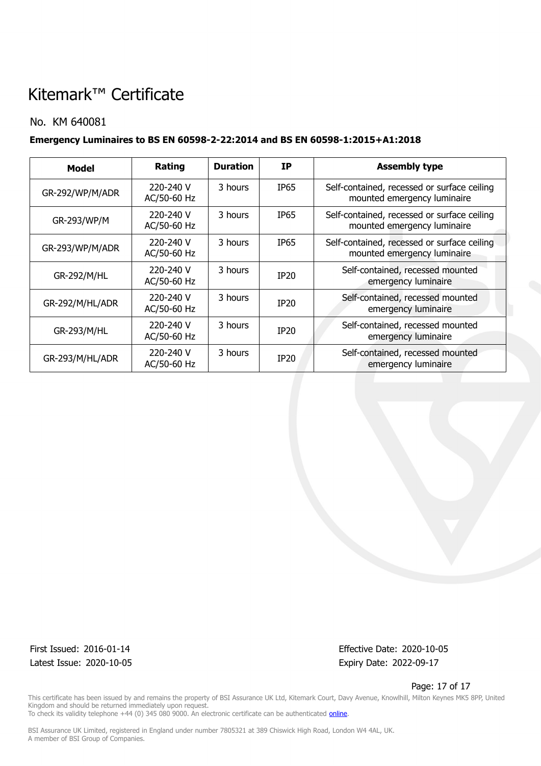# Kitemark™ Certificate

No. KM 640081

**Emergency Luminaires to BS EN 60598-2-22:2014 and BS EN 60598-1:2015+A1:2018**

| Model | Rating | Duration | IP | Assembly type |
|---|---|---|---|---|
| GR-292/WP/M/ADR | 220-240 V AC/50-60 Hz | 3 hours | IP65 | Self-contained, recessed or surface ceiling mounted emergency luminaire |
| GR-293/WP/M | 220-240 V AC/50-60 Hz | 3 hours | IP65 | Self-contained, recessed or surface ceiling mounted emergency luminaire |
| GR-293/WP/M/ADR | 220-240 V AC/50-60 Hz | 3 hours | IP65 | Self-contained, recessed or surface ceiling mounted emergency luminaire |
| GR-292/M/HL | 220-240 V AC/50-60 Hz | 3 hours | IP20 | Self-contained, recessed mounted emergency luminaire |
| GR-292/M/HL/ADR | 220-240 V AC/50-60 Hz | 3 hours | IP20 | Self-contained, recessed mounted emergency luminaire |
| GR-293/M/HL | 220-240 V AC/50-60 Hz | 3 hours | IP20 | Self-contained, recessed mounted emergency luminaire |
| GR-293/M/HL/ADR | 220-240 V AC/50-60 Hz | 3 hours | IP20 | Self-contained, recessed mounted emergency luminaire |

First Issued: 2016-01-14
Latest Issue: 2020-10-05

Effective Date: 2020-10-05
Expiry Date: 2022-09-17

This certificate has been issued by and remains the property of BSI Assurance UK Ltd, Kitemark Court, Davy Avenue, Knowlhill, Milton Keynes MK5 8PP, United Kingdom and should be returned immediately upon request.
To check its validity telephone +44 (0) 345 080 9000. An electronic certificate can be authenticated online.

BSI Assurance UK Limited, registered in England under number 7805321 at 389 Chiswick High Road, London W4 4AL, UK.
A member of BSI Group of Companies.